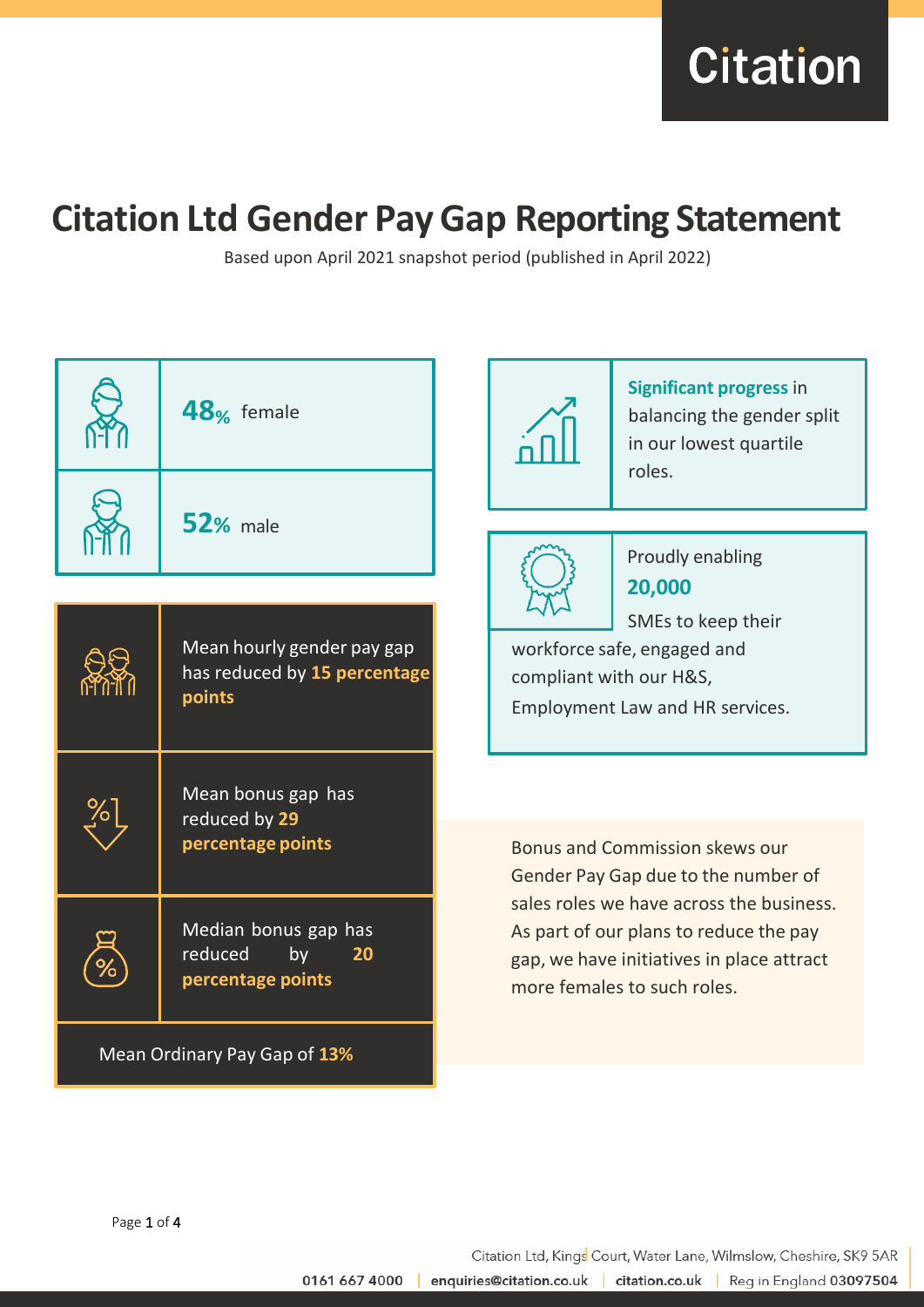# Citation Ltd Gender Pay Gap Reporting Statement

Based upon April 2021 snapshot period (published in April 2022)

**48%** female

**52%** male

Mean hourly gender pay gap has reduced by **15 percentage points**

Mean bonus gap has reduced by **29 percentage points**

Median bonus gap has reduced by **20 percentage points**

Mean Ordinary Pay Gap of **13%**

**Significant progress** in balancing the gender split in our lowest quartile roles.

Proudly enabling **20,000** SMEs to keep their workforce safe, engaged and compliant with our H&S, Employment Law and HR services.

Bonus and Commission skews our Gender Pay Gap due to the number of sales roles we have across the business. As part of our plans to reduce the pay gap, we have initiatives in place attract more females to such roles.

Citation Ltd, Kings Court, Water Lane, Wilmslow, Cheshire, SK9 5AR

0161 667 4000 | enquiries@citation.co.uk | citation.co.uk | Reg in England 03097504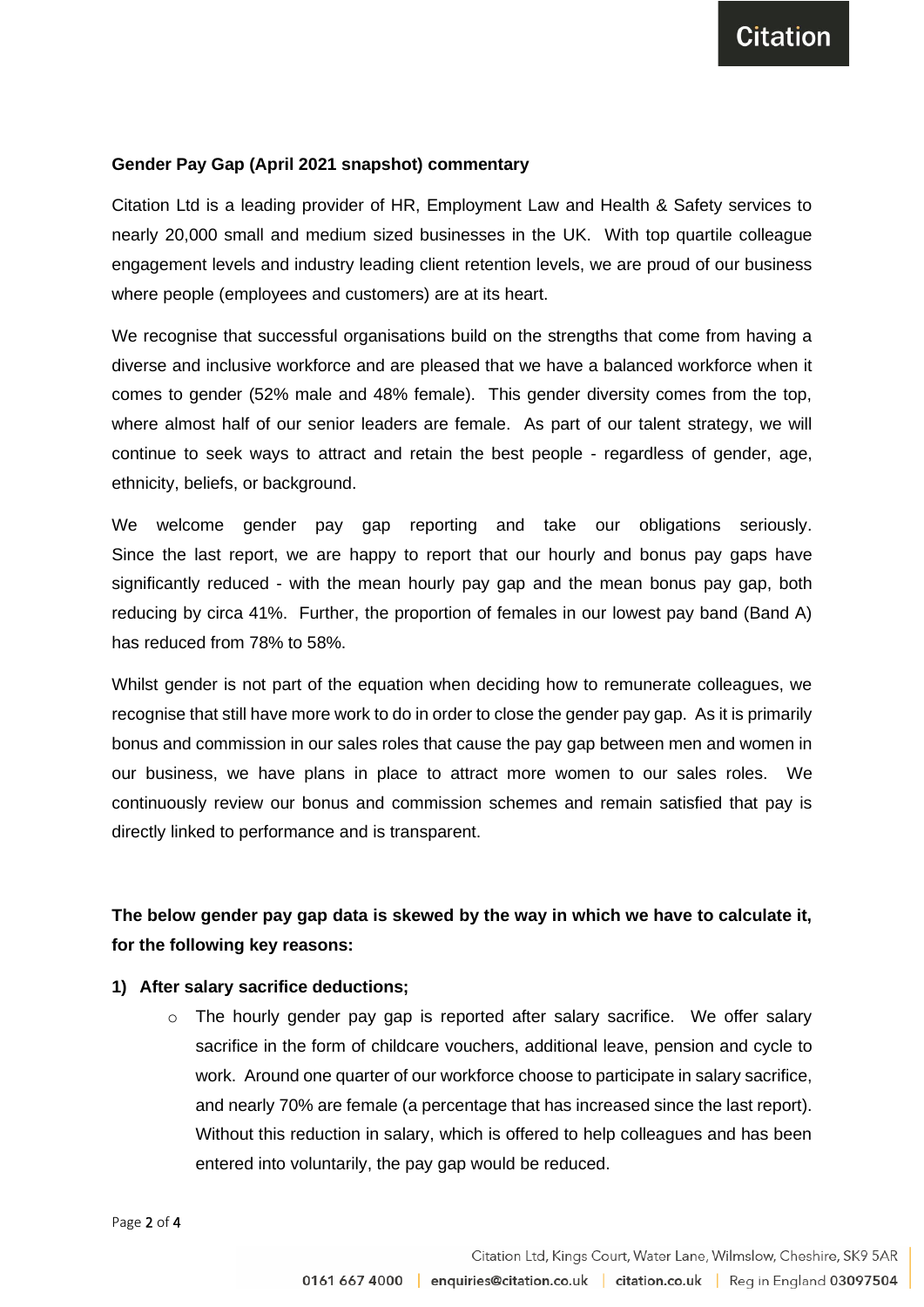**Gender Pay Gap (April 2021 snapshot) commentary**

Citation Ltd is a leading provider of HR, Employment Law and Health & Safety services to nearly 20,000 small and medium sized businesses in the UK. With top quartile colleague engagement levels and industry leading client retention levels, we are proud of our business where people (employees and customers) are at its heart.

We recognise that successful organisations build on the strengths that come from having a diverse and inclusive workforce and are pleased that we have a balanced workforce when it comes to gender (52% male and 48% female). This gender diversity comes from the top, where almost half of our senior leaders are female. As part of our talent strategy, we will continue to seek ways to attract and retain the best people - regardless of gender, age, ethnicity, beliefs, or background.

We welcome gender pay gap reporting and take our obligations seriously. Since the last report, we are happy to report that our hourly and bonus pay gaps have significantly reduced - with the mean hourly pay gap and the mean bonus pay gap, both reducing by circa 41%. Further, the proportion of females in our lowest pay band (Band A) has reduced from 78% to 58%.

Whilst gender is not part of the equation when deciding how to remunerate colleagues, we recognise that still have more work to do in order to close the gender pay gap. As it is primarily bonus and commission in our sales roles that cause the pay gap between men and women in our business, we have plans in place to attract more women to our sales roles. We continuously review our bonus and commission schemes and remain satisfied that pay is directly linked to performance and is transparent.

**The below gender pay gap data is skewed by the way in which we have to calculate it, for the following key reasons:**

1) **After salary sacrifice deductions;**
   - The hourly gender pay gap is reported after salary sacrifice. We offer salary sacrifice in the form of childcare vouchers, additional leave, pension and cycle to work. Around one quarter of our workforce choose to participate in salary sacrifice, and nearly 70% are female (a percentage that has increased since the last report). Without this reduction in salary, which is offered to help colleagues and has been entered into voluntarily, the pay gap would be reduced.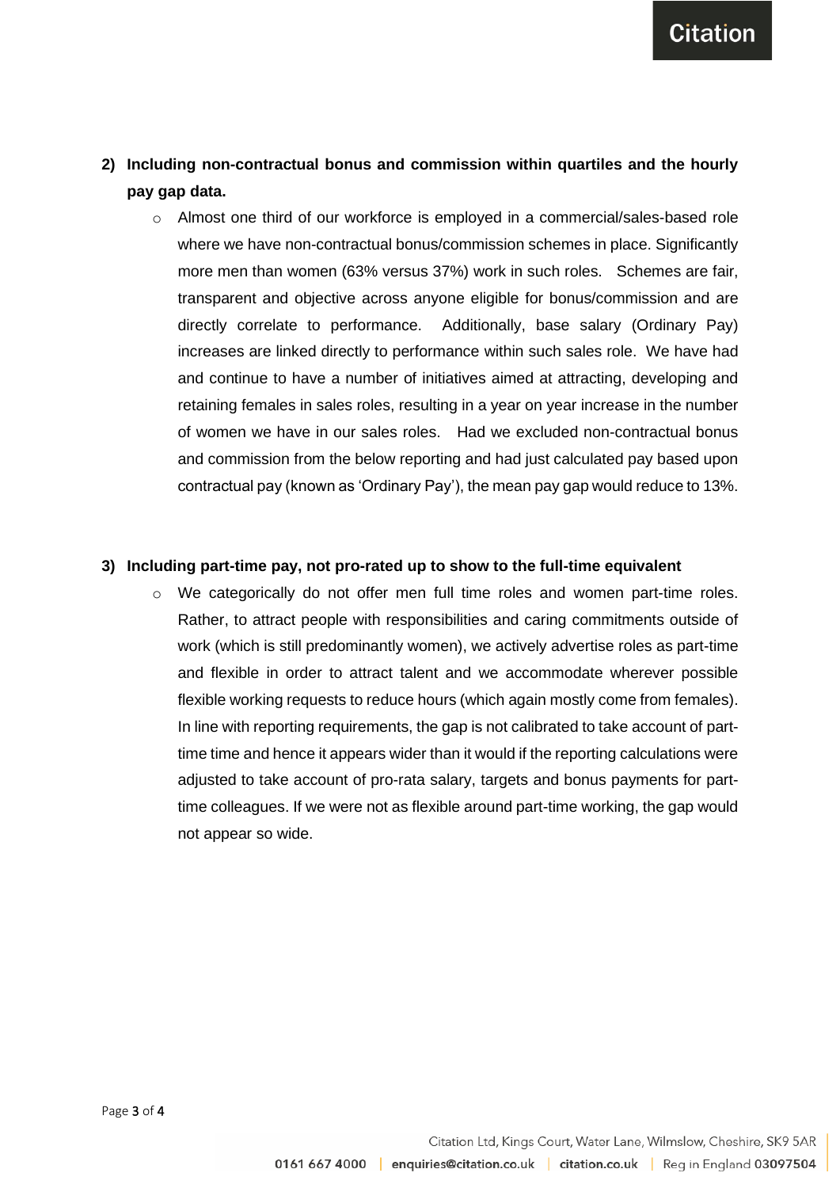2) **Including non-contractual bonus and commission within quartiles and the hourly pay gap data.**

   - Almost one third of our workforce is employed in a commercial/sales-based role where we have non-contractual bonus/commission schemes in place. Significantly more men than women (63% versus 37%) work in such roles. Schemes are fair, transparent and objective across anyone eligible for bonus/commission and are directly correlate to performance. Additionally, base salary (Ordinary Pay) increases are linked directly to performance within such sales role. We have had and continue to have a number of initiatives aimed at attracting, developing and retaining females in sales roles, resulting in a year on year increase in the number of women we have in our sales roles. Had we excluded non-contractual bonus and commission from the below reporting and had just calculated pay based upon contractual pay (known as 'Ordinary Pay'), the mean pay gap would reduce to 13%.

3) **Including part-time pay, not pro-rated up to show to the full-time equivalent**

   - We categorically do not offer men full time roles and women part-time roles. Rather, to attract people with responsibilities and caring commitments outside of work (which is still predominantly women), we actively advertise roles as part-time and flexible in order to attract talent and we accommodate wherever possible flexible working requests to reduce hours (which again mostly come from females). In line with reporting requirements, the gap is not calibrated to take account of part-time time and hence it appears wider than it would if the reporting calculations were adjusted to take account of pro-rata salary, targets and bonus payments for part-time colleagues. If we were not as flexible around part-time working, the gap would not appear so wide.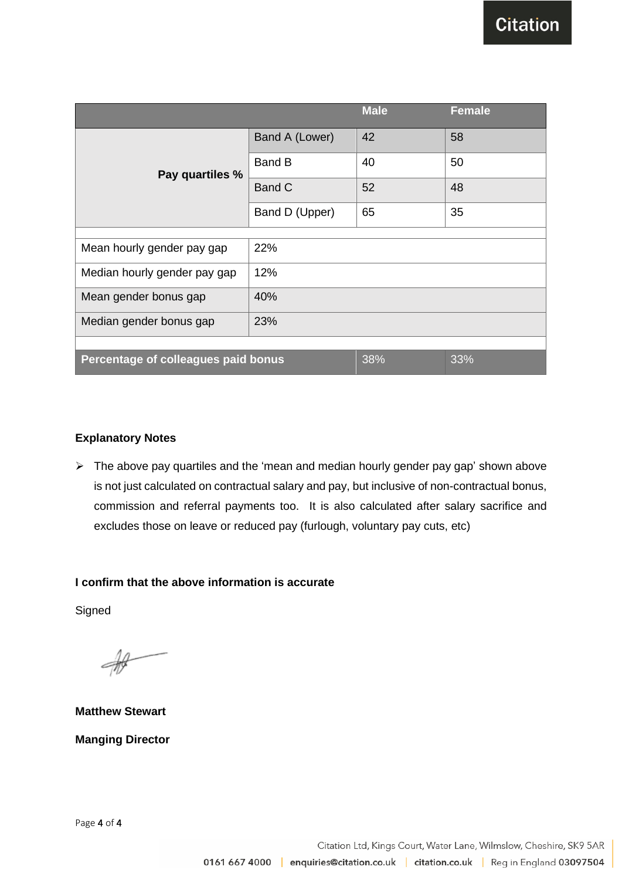| | | Male | Female |
|---|---|---|---|
| **Pay quartiles %** | Band A (Lower) | 42 | 58 |
| | Band B | 40 | 50 |
| | Band C | 52 | 48 |
| | Band D (Upper) | 65 | 35 |
| | | | |
| Mean hourly gender pay gap | 22% | | |
| Median hourly gender pay gap | 12% | | |
| Mean gender bonus gap | 40% | | |
| Median gender bonus gap | 23% | | |
| | | | |
| **Percentage of colleagues paid bonus** | | 38% | 33% |

**Explanatory Notes**

- The above pay quartiles and the 'mean and median hourly gender pay gap' shown above is not just calculated on contractual salary and pay, but inclusive of non-contractual bonus, commission and referral payments too. It is also calculated after salary sacrifice and excludes those on leave or reduced pay (furlough, voluntary pay cuts, etc)

**I confirm that the above information is accurate**

Signed

**Matthew Stewart**

**Manging Director**

Citation Ltd, Kings Court, Water Lane, Wilmslow, Cheshire, SK9 5AR

0161 667 4000 | enquiries@citation.co.uk | citation.co.uk | Reg in England 03097504